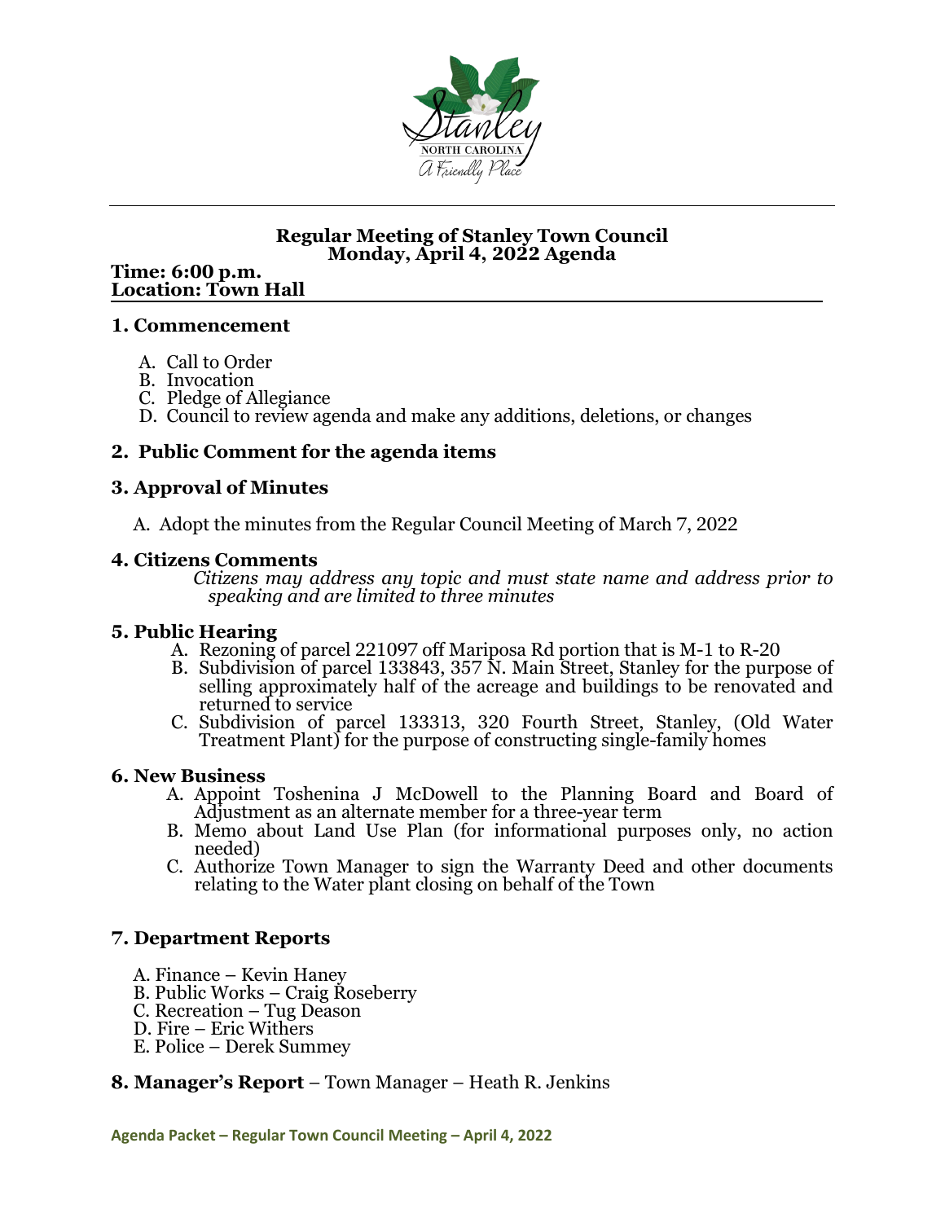# Regular Meeting of Stanley Town Council
## Monday, April 4, 2022 Agenda

**Time: 6:00 p.m.**
**Location: Town Hall**

### 1. Commencement

A. Call to Order
B. Invocation
C. Pledge of Allegiance
D. Council to review agenda and make any additions, deletions, or changes

### 2. Public Comment for the agenda items

### 3. Approval of Minutes

A. Adopt the minutes from the Regular Council Meeting of March 7, 2022

### 4. Citizens Comments

*Citizens may address any topic and must state name and address prior to speaking and are limited to three minutes*

### 5. Public Hearing

A. Rezoning of parcel 221097 off Mariposa Rd portion that is M-1 to R-20
B. Subdivision of parcel 133843, 357 N. Main Street, Stanley for the purpose of selling approximately half of the acreage and buildings to be renovated and returned to service
C. Subdivision of parcel 133313, 320 Fourth Street, Stanley, (Old Water Treatment Plant) for the purpose of constructing single-family homes

### 6. New Business

A. Appoint Toshenina J McDowell to the Planning Board and Board of Adjustment as an alternate member for a three-year term
B. Memo about Land Use Plan (for informational purposes only, no action needed)
C. Authorize Town Manager to sign the Warranty Deed and other documents relating to the Water plant closing on behalf of the Town

### 7. Department Reports

A. Finance – Kevin Haney
B. Public Works – Craig Roseberry
C. Recreation – Tug Deason
D. Fire – Eric Withers
E. Police – Derek Summey

### 8. Manager's Report – Town Manager – Heath R. Jenkins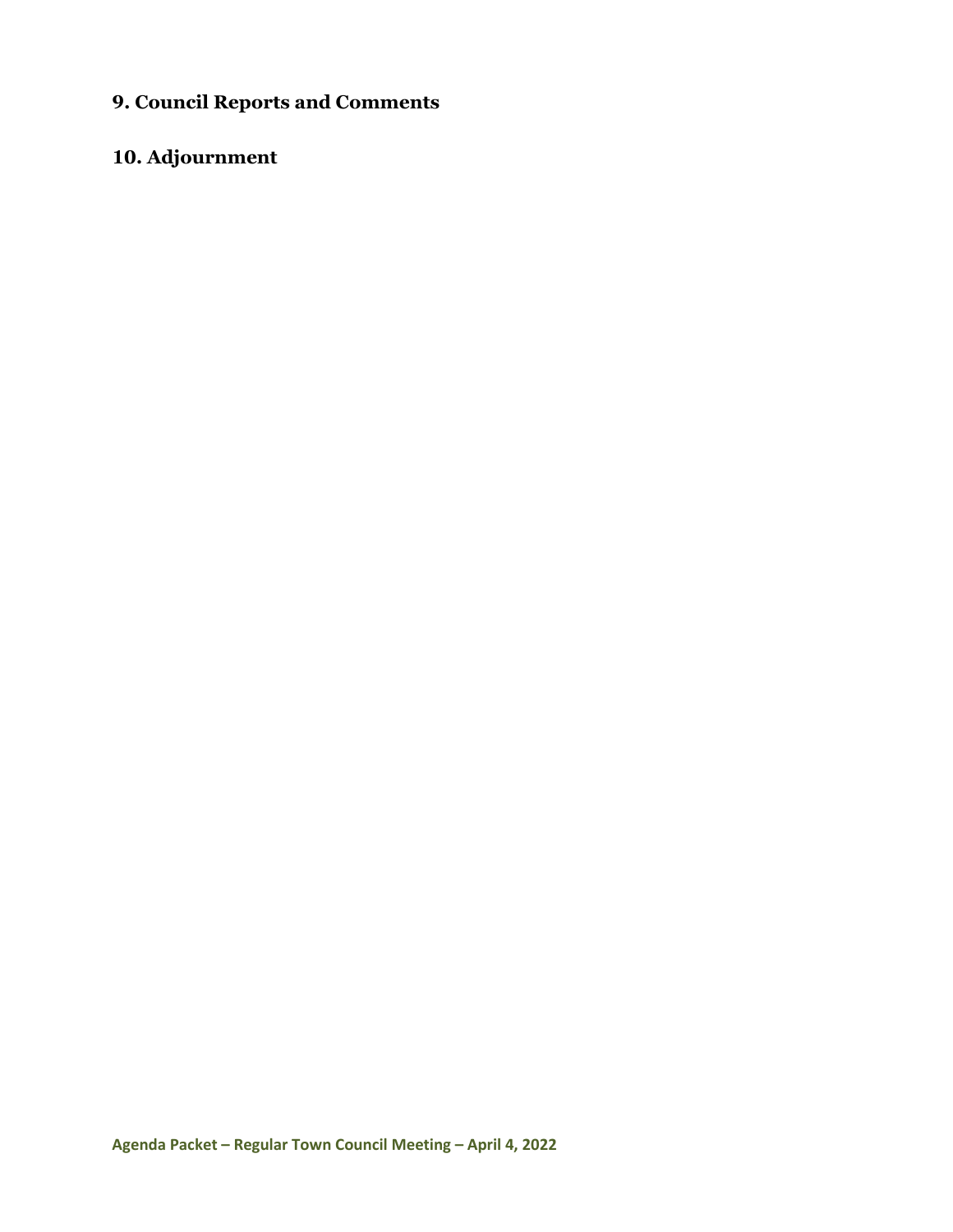## 9. Council Reports and Comments

## 10. Adjournment